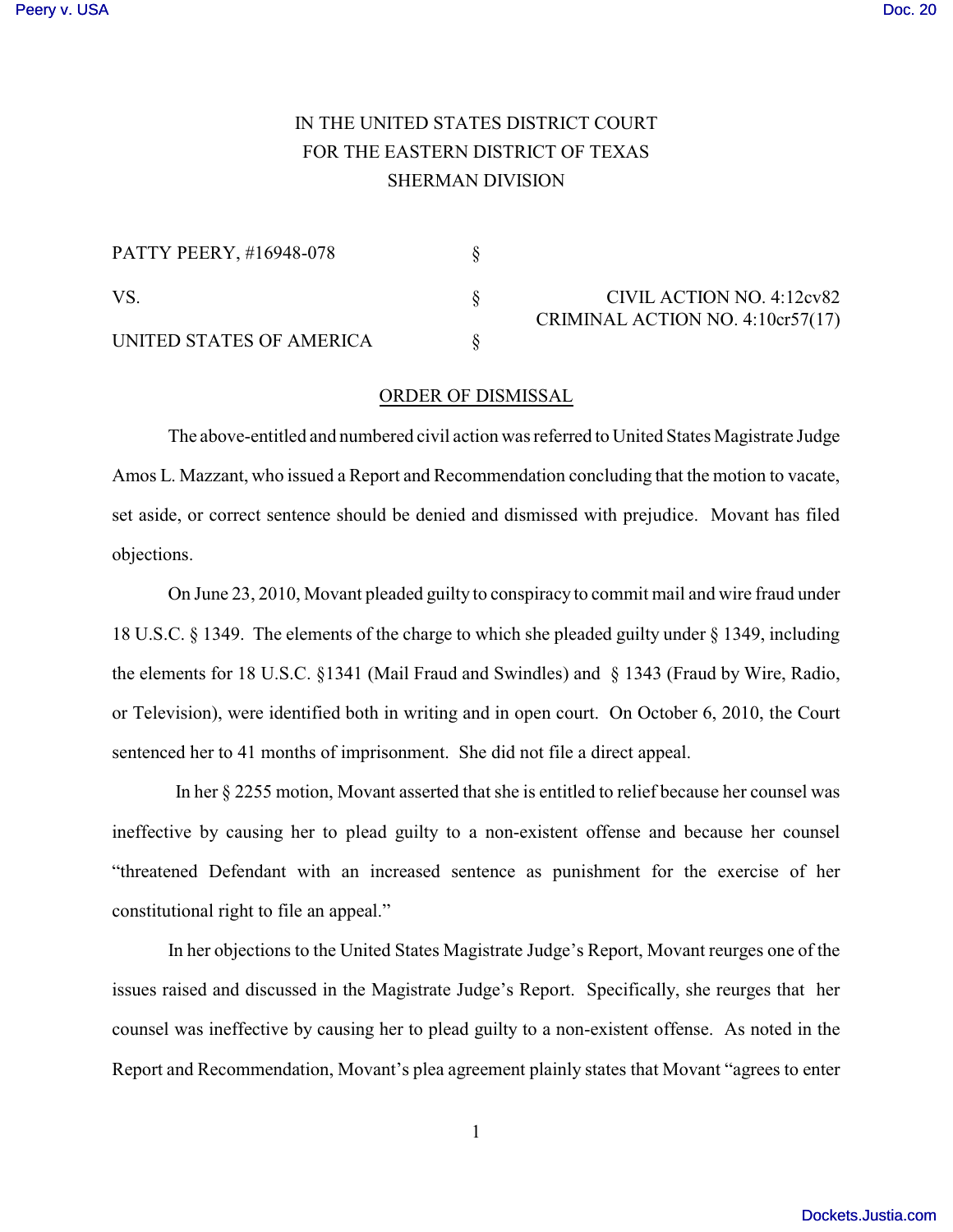IN THE UNITED STATES DISTRICT COURT
FOR THE EASTERN DISTRICT OF TEXAS
SHERMAN DIVISION

| | | |
|---|---|---|
| PATTY PEERY, #16948-078 | § | |
| VS. | § | CIVIL ACTION NO. 4:12cv82<br>CRIMINAL ACTION NO. 4:10cr57(17) |
| UNITED STATES OF AMERICA | § | |

## ORDER OF DISMISSAL

The above-entitled and numbered civil action was referred to United States Magistrate Judge Amos L. Mazzant, who issued a Report and Recommendation concluding that the motion to vacate, set aside, or correct sentence should be denied and dismissed with prejudice. Movant has filed objections.

On June 23, 2010, Movant pleaded guilty to conspiracy to commit mail and wire fraud under 18 U.S.C. § 1349. The elements of the charge to which she pleaded guilty under § 1349, including the elements for 18 U.S.C. §1341 (Mail Fraud and Swindles) and § 1343 (Fraud by Wire, Radio, or Television), were identified both in writing and in open court. On October 6, 2010, the Court sentenced her to 41 months of imprisonment. She did not file a direct appeal.

In her § 2255 motion, Movant asserted that she is entitled to relief because her counsel was ineffective by causing her to plead guilty to a non-existent offense and because her counsel "threatened Defendant with an increased sentence as punishment for the exercise of her constitutional right to file an appeal."

In her objections to the United States Magistrate Judge's Report, Movant reurges one of the issues raised and discussed in the Magistrate Judge's Report. Specifically, she reurges that her counsel was ineffective by causing her to plead guilty to a non-existent offense. As noted in the Report and Recommendation, Movant's plea agreement plainly states that Movant "agrees to enter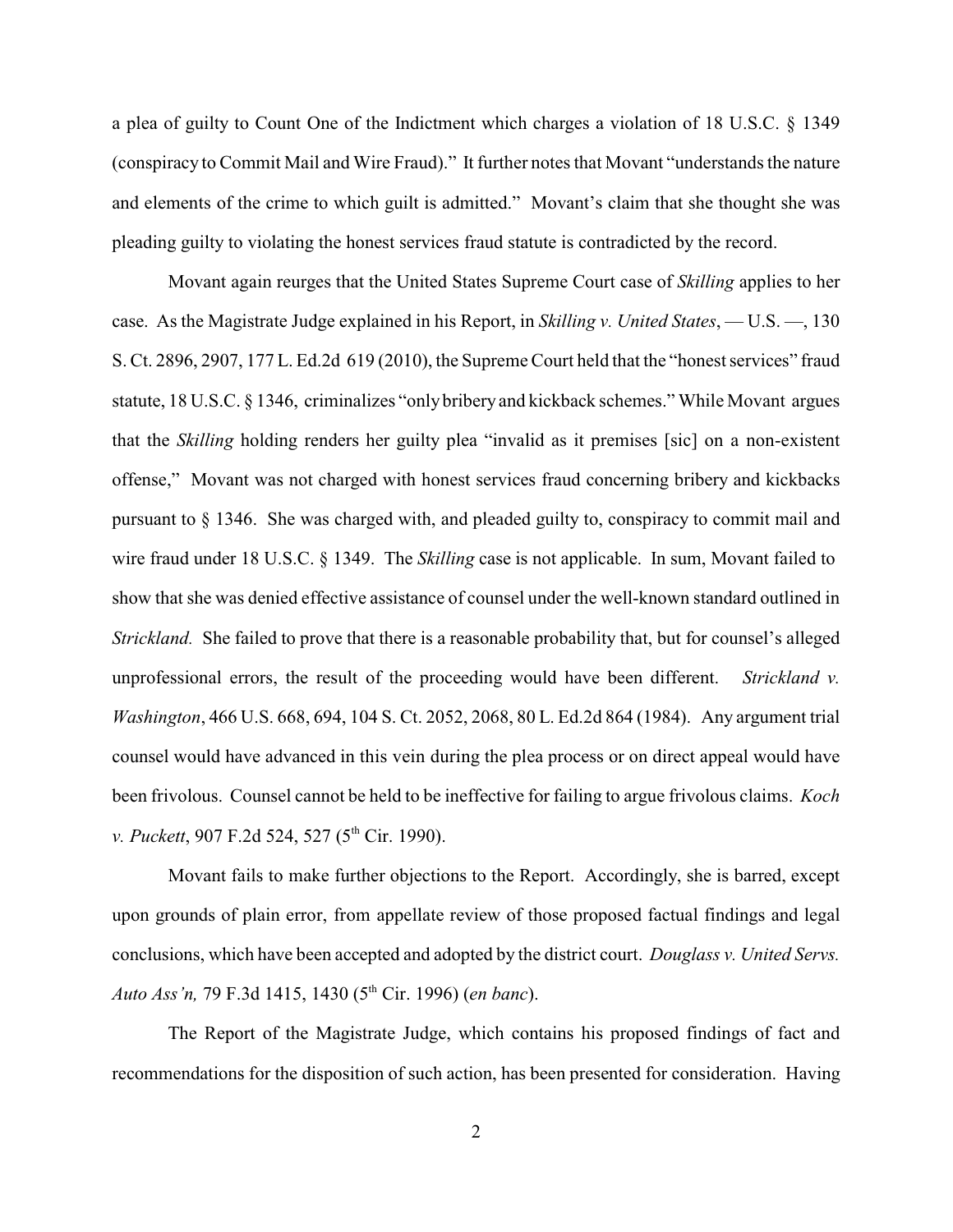a plea of guilty to Count One of the Indictment which charges a violation of 18 U.S.C. § 1349 (conspiracy to Commit Mail and Wire Fraud)." It further notes that Movant "understands the nature and elements of the crime to which guilt is admitted." Movant's claim that she thought she was pleading guilty to violating the honest services fraud statute is contradicted by the record.

Movant again reurges that the United States Supreme Court case of *Skilling* applies to her case. As the Magistrate Judge explained in his Report, in *Skilling v. United States*, — U.S. —, 130 S. Ct. 2896, 2907, 177 L. Ed.2d 619 (2010), the Supreme Court held that the "honest services" fraud statute, 18 U.S.C. § 1346, criminalizes "only bribery and kickback schemes." While Movant argues that the *Skilling* holding renders her guilty plea "invalid as it premises [sic] on a non-existent offense," Movant was not charged with honest services fraud concerning bribery and kickbacks pursuant to § 1346. She was charged with, and pleaded guilty to, conspiracy to commit mail and wire fraud under 18 U.S.C. § 1349. The *Skilling* case is not applicable. In sum, Movant failed to show that she was denied effective assistance of counsel under the well-known standard outlined in *Strickland.* She failed to prove that there is a reasonable probability that, but for counsel's alleged unprofessional errors, the result of the proceeding would have been different. *Strickland v. Washington*, 466 U.S. 668, 694, 104 S. Ct. 2052, 2068, 80 L. Ed.2d 864 (1984). Any argument trial counsel would have advanced in this vein during the plea process or on direct appeal would have been frivolous. Counsel cannot be held to be ineffective for failing to argue frivolous claims. *Koch v. Puckett*, 907 F.2d 524, 527 (5th Cir. 1990).

Movant fails to make further objections to the Report. Accordingly, she is barred, except upon grounds of plain error, from appellate review of those proposed factual findings and legal conclusions, which have been accepted and adopted by the district court. *Douglass v. United Servs. Auto Ass'n,* 79 F.3d 1415, 1430 (5th Cir. 1996) (*en banc*).

The Report of the Magistrate Judge, which contains his proposed findings of fact and recommendations for the disposition of such action, has been presented for consideration. Having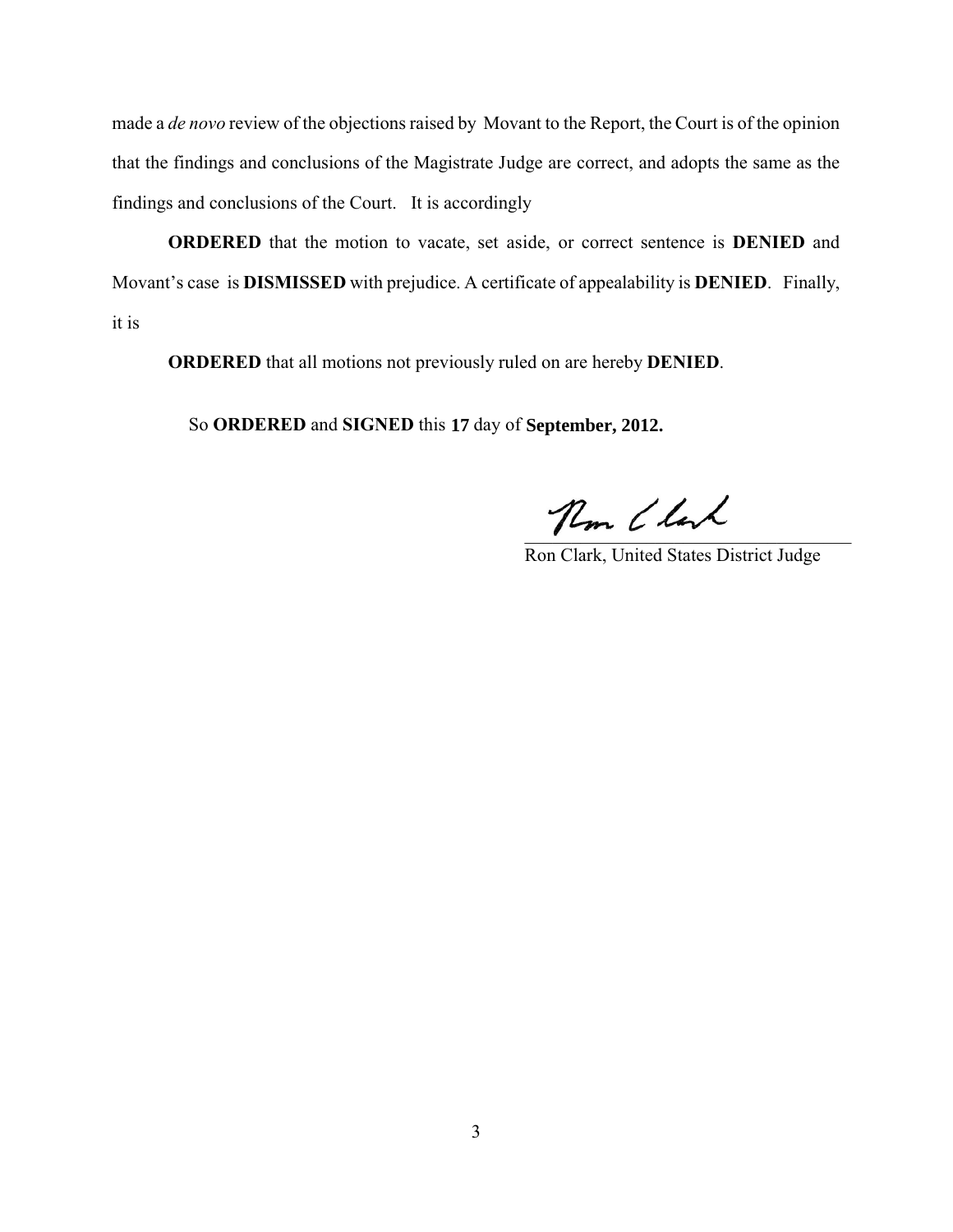made a *de novo* review of the objections raised by Movant to the Report, the Court is of the opinion that the findings and conclusions of the Magistrate Judge are correct, and adopts the same as the findings and conclusions of the Court. It is accordingly

**ORDERED** that the motion to vacate, set aside, or correct sentence is **DENIED** and Movant's case is **DISMISSED** with prejudice. A certificate of appealability is **DENIED**. Finally, it is

**ORDERED** that all motions not previously ruled on are hereby **DENIED**.

So **ORDERED** and **SIGNED** this **17** day of **September, 2012.**

Ron Clark, United States District Judge